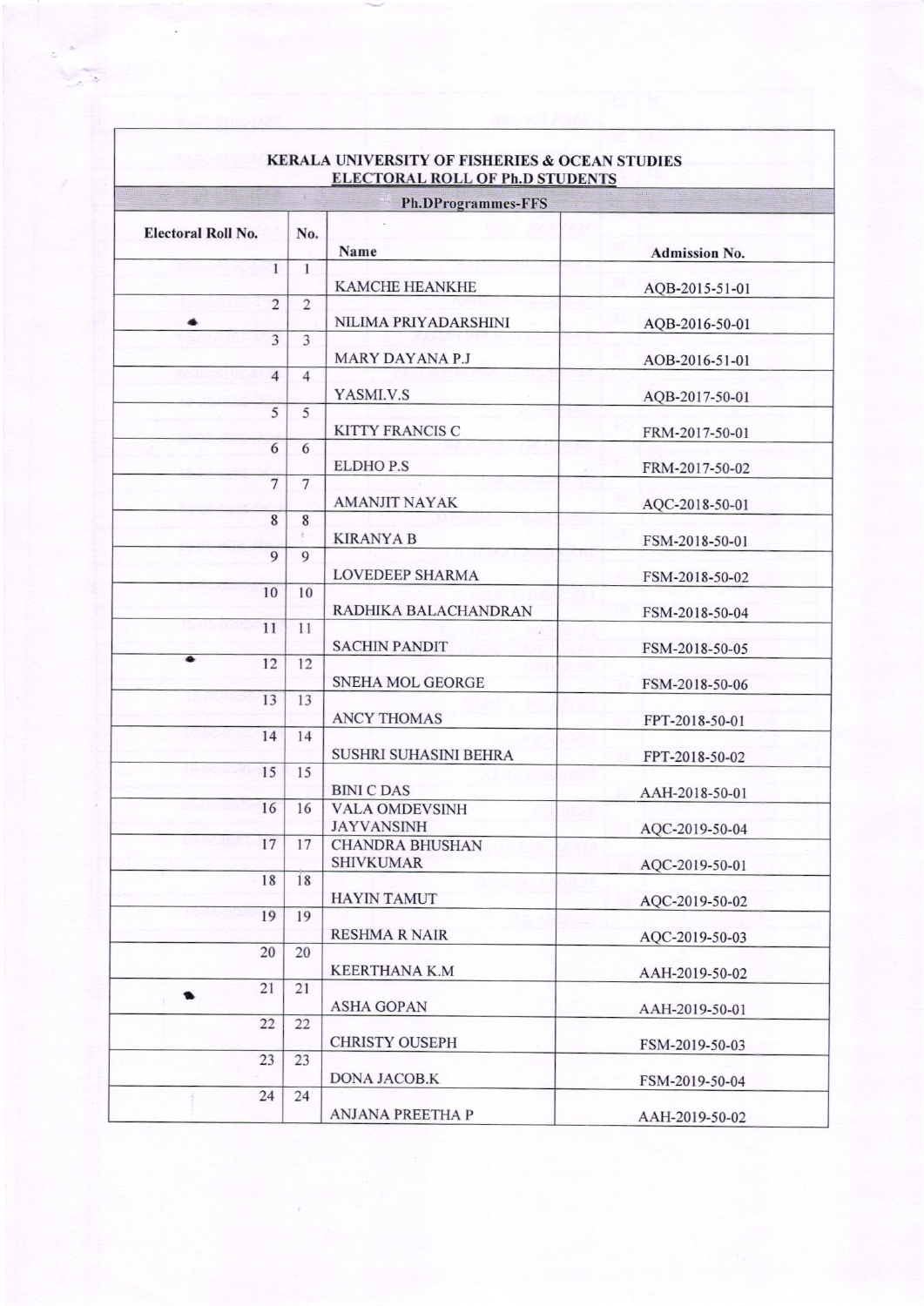# KERALA UNIVERSITY OF FISHERIES & OCEAN STUDIES

## ELECTORAL ROLL OF Ph.D STUDENTS

| Ph.DProgrammes-FFS | | | |
|---|---|---|---|
| **Electoral Roll No.** | **No.** | **Name** | **Admission No.** |
| 1 | 1 | KAMCHE HEANKHE | AQB-2015-51-01 |
| 2 | 2 | NILIMA PRIYADARSHINI | AQB-2016-50-01 |
| 3 | 3 | MARY DAYANA P.J | AOB-2016-51-01 |
| 4 | 4 | YASMI.V.S | AQB-2017-50-01 |
| 5 | 5 | KITTY FRANCIS C | FRM-2017-50-01 |
| 6 | 6 | ELDHO P.S | FRM-2017-50-02 |
| 7 | 7 | AMANJIT NAYAK | AQC-2018-50-01 |
| 8 | 8 | KIRANYA B | FSM-2018-50-01 |
| 9 | 9 | LOVEDEEP SHARMA | FSM-2018-50-02 |
| 10 | 10 | RADHIKA BALACHANDRAN | FSM-2018-50-04 |
| 11 | 11 | SACHIN PANDIT | FSM-2018-50-05 |
| 12 | 12 | SNEHA MOL GEORGE | FSM-2018-50-06 |
| 13 | 13 | ANCY THOMAS | FPT-2018-50-01 |
| 14 | 14 | SUSHRI SUHASINI BEHRA | FPT-2018-50-02 |
| 15 | 15 | BINI C DAS | AAH-2018-50-01 |
| 16 | 16 | VALA OMDEVSINH JAYVANSINH | AQC-2019-50-04 |
| 17 | 17 | CHANDRA BHUSHAN SHIVKUMAR | AQC-2019-50-01 |
| 18 | 18 | HAYIN TAMUT | AQC-2019-50-02 |
| 19 | 19 | RESHMA R NAIR | AQC-2019-50-03 |
| 20 | 20 | KEERTHANA K.M | AAH-2019-50-02 |
| 21 | 21 | ASHA GOPAN | AAH-2019-50-01 |
| 22 | 22 | CHRISTY OUSEPH | FSM-2019-50-03 |
| 23 | 23 | DONA JACOB.K | FSM-2019-50-04 |
| 24 | 24 | ANJANA PREETHA P | AAH-2019-50-02 |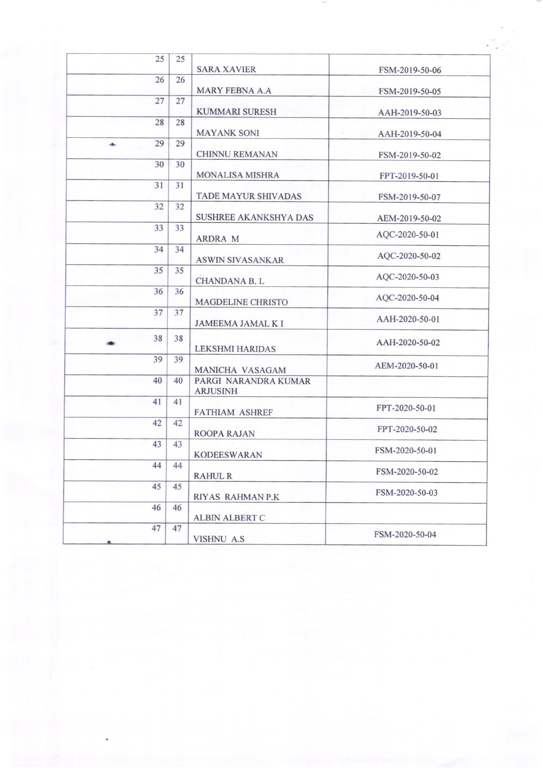| | | | |
|---|---|---|---|
| 25 | 25 | SARA XAVIER | FSM-2019-50-06 |
| 26 | 26 | MARY FEBNA A.A | FSM-2019-50-05 |
| 27 | 27 | KUMMARI SURESH | AAH-2019-50-03 |
| 28 | 28 | MAYANK SONI | AAH-2019-50-04 |
| 29 | 29 | CHINNU REMANAN | FSM-2019-50-02 |
| 30 | 30 | MONALISA MISHRA | FPT-2019-50-01 |
| 31 | 31 | TADE MAYUR SHIVADAS | FSM-2019-50-07 |
| 32 | 32 | SUSHREE AKANKSHYA DAS | AEM-2019-50-02 |
| 33 | 33 | ARDRA M | AQC-2020-50-01 |
| 34 | 34 | ASWIN SIVASANKAR | AQC-2020-50-02 |
| 35 | 35 | CHANDANA B. L | AQC-2020-50-03 |
| 36 | 36 | MAGDELINE CHRISTO | AQC-2020-50-04 |
| 37 | 37 | JAMEEMA JAMAL K I | AAH-2020-50-01 |
| 38 | 38 | LEKSHMI HARIDAS | AAH-2020-50-02 |
| 39 | 39 | MANICHA VASAGAM | AEM-2020-50-01 |
| 40 | 40 | PARGI NARANDRA KUMAR ARJUSINH | |
| 41 | 41 | FATHIAM ASHREF | FPT-2020-50-01 |
| 42 | 42 | ROOPA RAJAN | FPT-2020-50-02 |
| 43 | 43 | KODEESWARAN | FSM-2020-50-01 |
| 44 | 44 | RAHUL R | FSM-2020-50-02 |
| 45 | 45 | RIYAS RAHMAN P.K | FSM-2020-50-03 |
| 46 | 46 | ALBIN ALBERT C | |
| 47 | 47 | VISHNU A.S | FSM-2020-50-04 |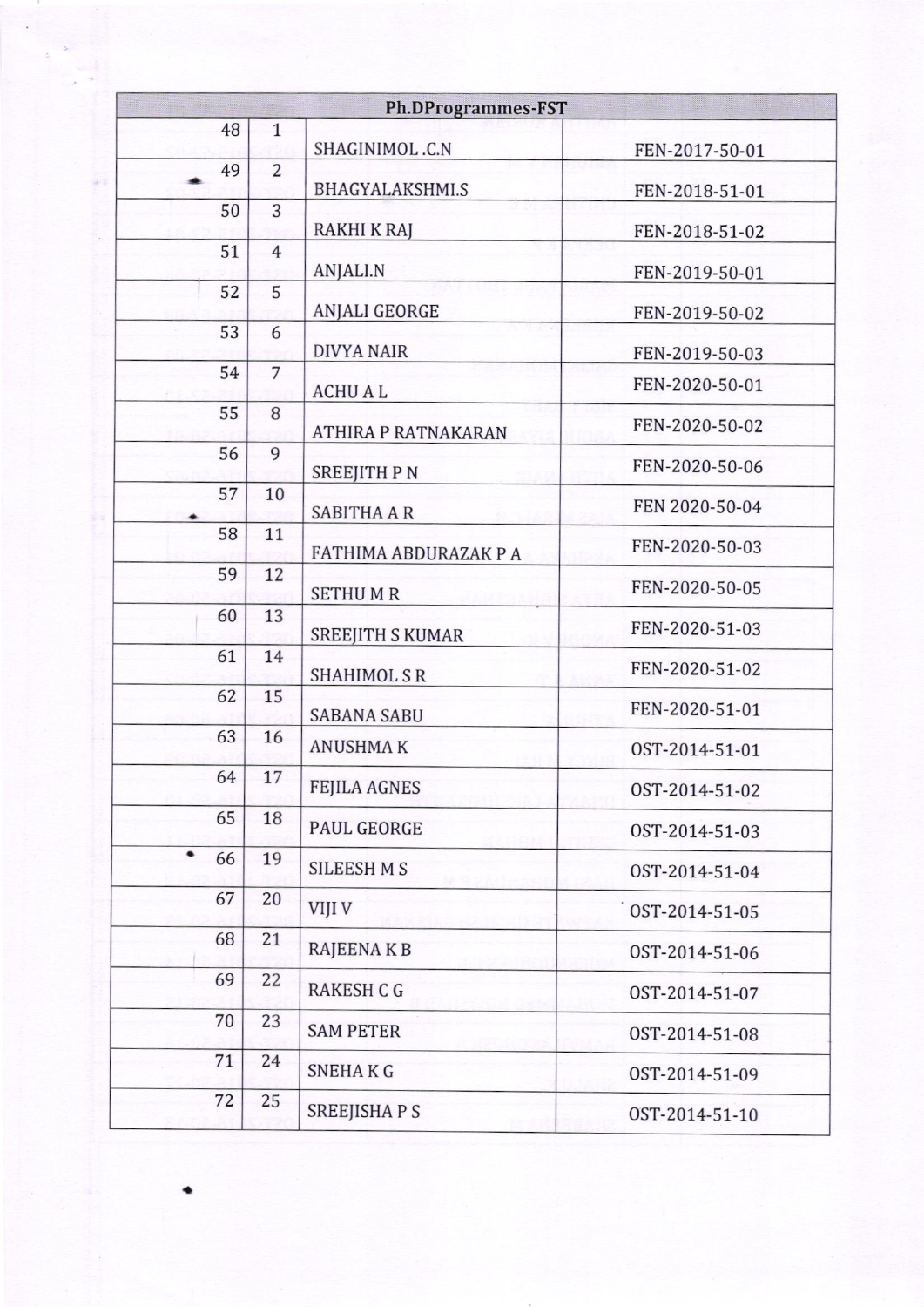| Ph.DProgrammes-FST | | | |
|---|---|---|---|
| 48 | 1 | SHAGINIMOL .C.N | FEN-2017-50-01 |
| 49 | 2 | BHAGYALAKSHMI.S | FEN-2018-51-01 |
| 50 | 3 | RAKHI K RAJ | FEN-2018-51-02 |
| 51 | 4 | ANJALI.N | FEN-2019-50-01 |
| 52 | 5 | ANJALI GEORGE | FEN-2019-50-02 |
| 53 | 6 | DIVYA NAIR | FEN-2019-50-03 |
| 54 | 7 | ACHU A L | FEN-2020-50-01 |
| 55 | 8 | ATHIRA P RATNAKARAN | FEN-2020-50-02 |
| 56 | 9 | SREEJITH P N | FEN-2020-50-06 |
| 57 | 10 | SABITHA A R | FEN 2020-50-04 |
| 58 | 11 | FATHIMA ABDURAZAK P A | FEN-2020-50-03 |
| 59 | 12 | SETHU M R | FEN-2020-50-05 |
| 60 | 13 | SREEJITH S KUMAR | FEN-2020-51-03 |
| 61 | 14 | SHAHIMOL S R | FEN-2020-51-02 |
| 62 | 15 | SABANA SABU | FEN-2020-51-01 |
| 63 | 16 | ANUSHMA K | OST-2014-51-01 |
| 64 | 17 | FEJILA AGNES | OST-2014-51-02 |
| 65 | 18 | PAUL GEORGE | OST-2014-51-03 |
| 66 | 19 | SILEESH M S | OST-2014-51-04 |
| 67 | 20 | VIJI V | OST-2014-51-05 |
| 68 | 21 | RAJEENA K B | OST-2014-51-06 |
| 69 | 22 | RAKESH C G | OST-2014-51-07 |
| 70 | 23 | SAM PETER | OST-2014-51-08 |
| 71 | 24 | SNEHA K G | OST-2014-51-09 |
| 72 | 25 | SREEJISHA P S | OST-2014-51-10 |